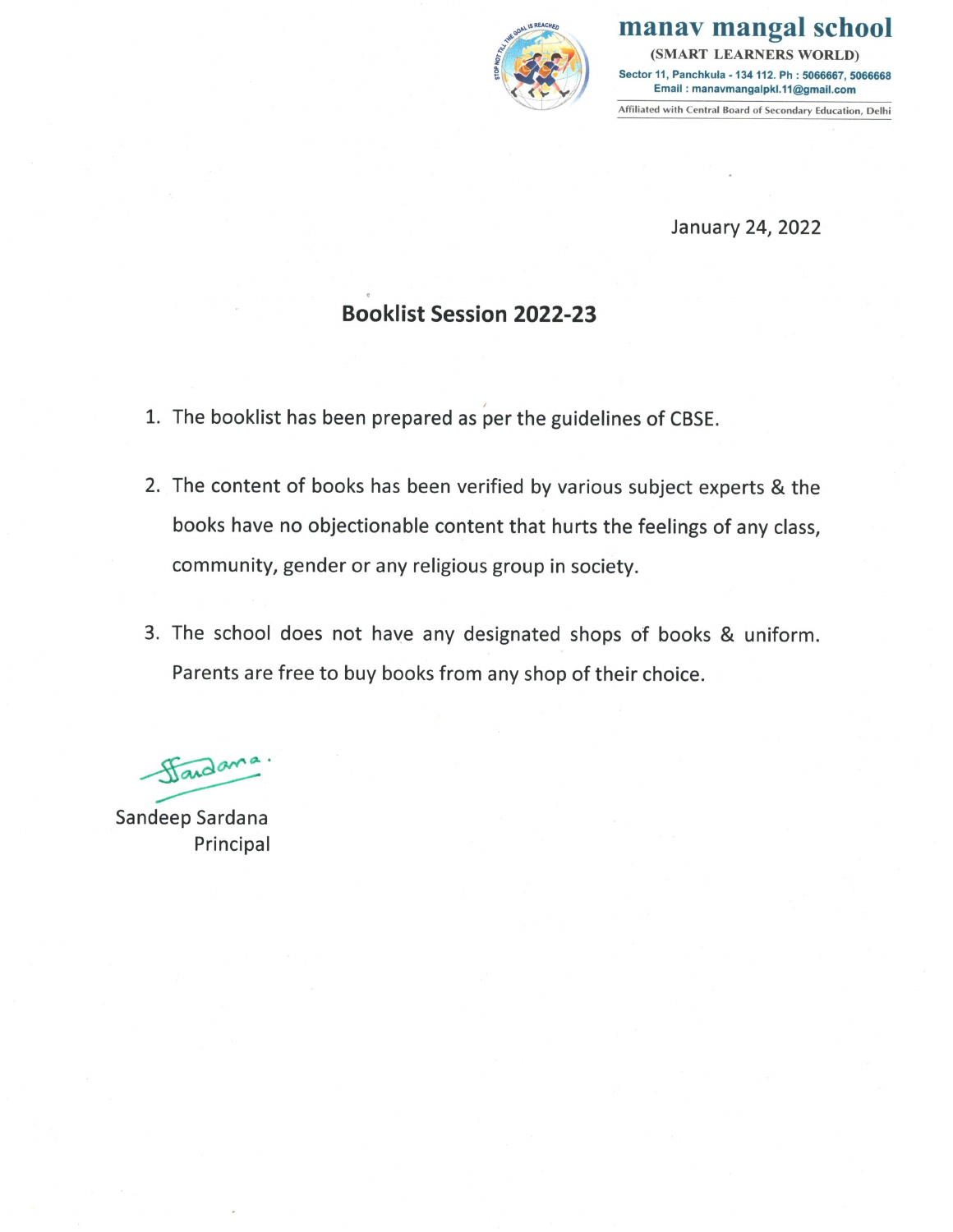# manav mangal school

**(SMART LEARNERS WORLD)**

Sector 11, Panchkula - 134 112. Ph : 5066667, 5066668
Email : manavmangalpkl.11@gmail.com

Affiliated with Central Board of Secondary Education, Delhi

January 24, 2022

## Booklist Session 2022-23

1. The booklist has been prepared as per the guidelines of CBSE.

2. The content of books has been verified by various subject experts & the books have no objectionable content that hurts the feelings of any class, community, gender or any religious group in society.

3. The school does not have any designated shops of books & uniform. Parents are free to buy books from any shop of their choice.

Sandeep Sardana
Principal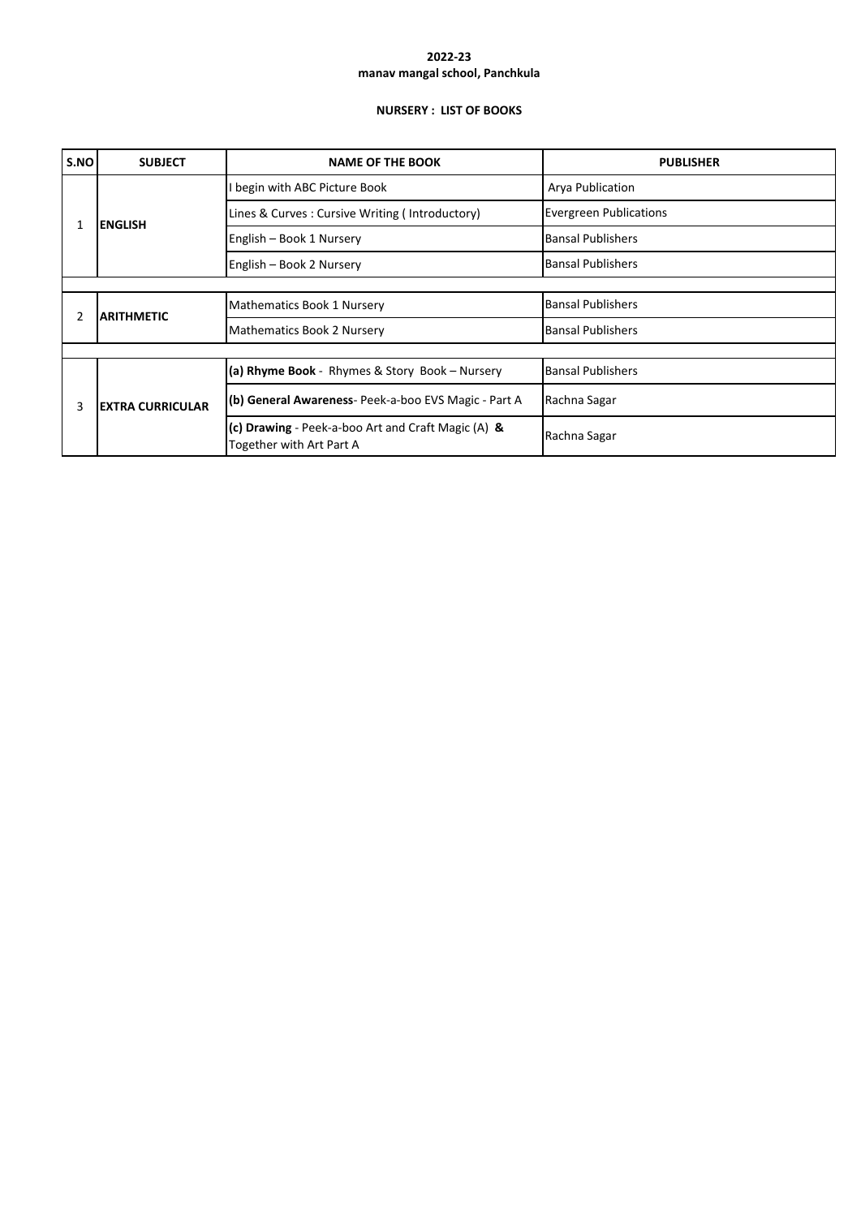**2022-23**

**manav mangal school, Panchkula**

**NURSERY : LIST OF BOOKS**

| S.NO | SUBJECT | NAME OF THE BOOK | PUBLISHER |
|---|---|---|---|
| 1 | **ENGLISH** | I begin with ABC Picture Book | Arya Publication |
| | | Lines & Curves : Cursive Writing ( Introductory) | Evergreen Publications |
| | | English – Book 1 Nursery | Bansal Publishers |
| | | English – Book 2 Nursery | Bansal Publishers |
| 2 | **ARITHMETIC** | Mathematics Book 1 Nursery | Bansal Publishers |
| | | Mathematics Book 2 Nursery | Bansal Publishers |
| 3 | **EXTRA CURRICULAR** | **(a) Rhyme Book** - Rhymes & Story Book – Nursery | Bansal Publishers |
| | | **(b) General Awareness**- Peek-a-boo EVS Magic - Part A | Rachna Sagar |
| | | **(c) Drawing** - Peek-a-boo Art and Craft Magic (A) **&** Together with Art Part A | Rachna Sagar |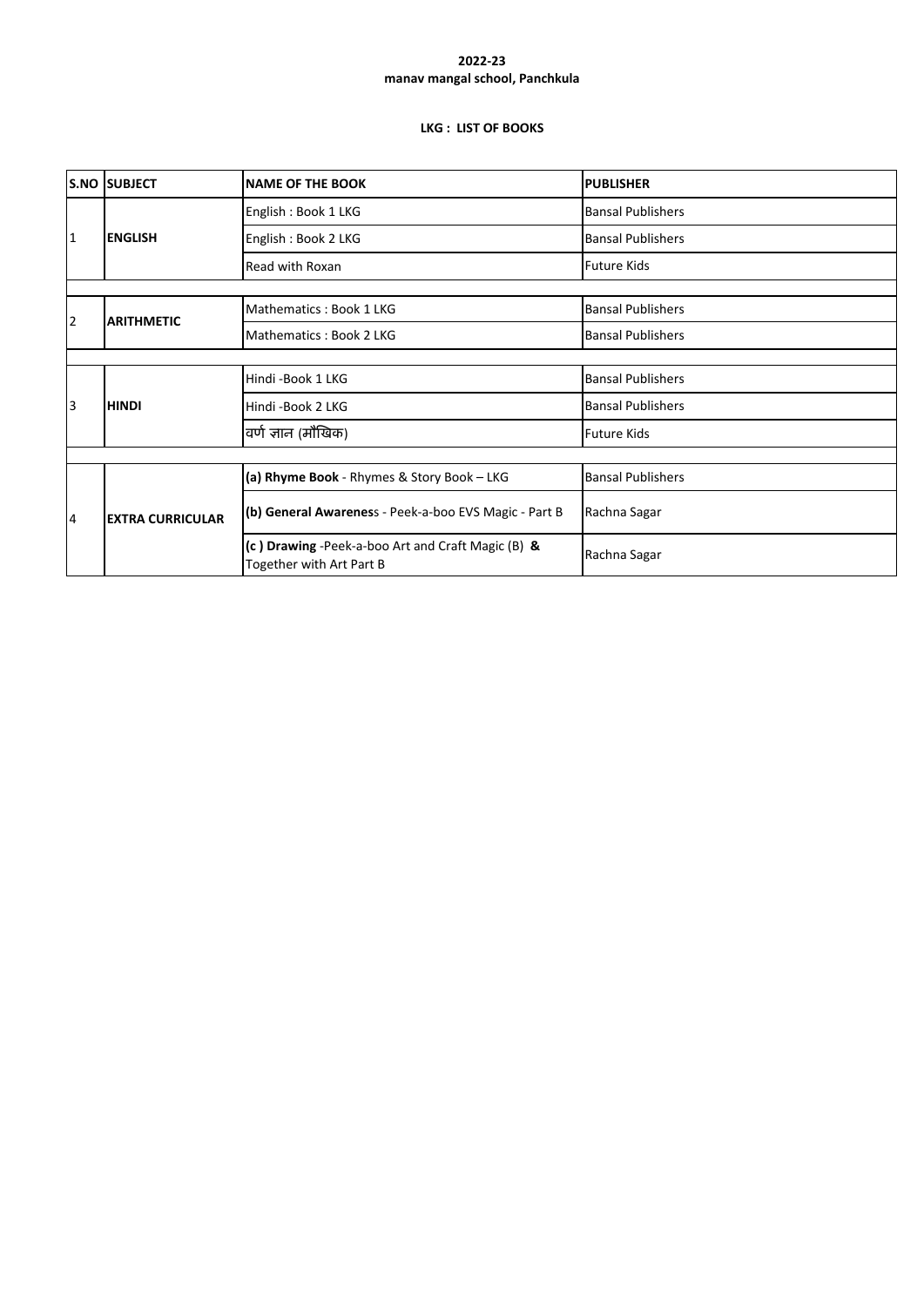**2022-23**
**manav mangal school, Panchkula**

**LKG : LIST OF BOOKS**

| S.NO | SUBJECT | NAME OF THE BOOK | PUBLISHER |
|---|---|---|---|
| 1 | **ENGLISH** | English : Book 1 LKG | Bansal Publishers |
| | | English : Book 2 LKG | Bansal Publishers |
| | | Read with Roxan | Future Kids |
| 2 | **ARITHMETIC** | Mathematics : Book 1 LKG | Bansal Publishers |
| | | Mathematics : Book 2 LKG | Bansal Publishers |
| 3 | **HINDI** | Hindi -Book 1 LKG | Bansal Publishers |
| | | Hindi -Book 2 LKG | Bansal Publishers |
| | | वर्ण ज्ञान (मौखिक) | Future Kids |
| 4 | **EXTRA CURRICULAR** | **(a) Rhyme Book** - Rhymes & Story Book – LKG | Bansal Publishers |
| | | **(b) General Awarenes**s - Peek-a-boo EVS Magic - Part B | Rachna Sagar |
| | | **(c ) Drawing** -Peek-a-boo Art and Craft Magic (B) **&** Together with Art Part B | Rachna Sagar |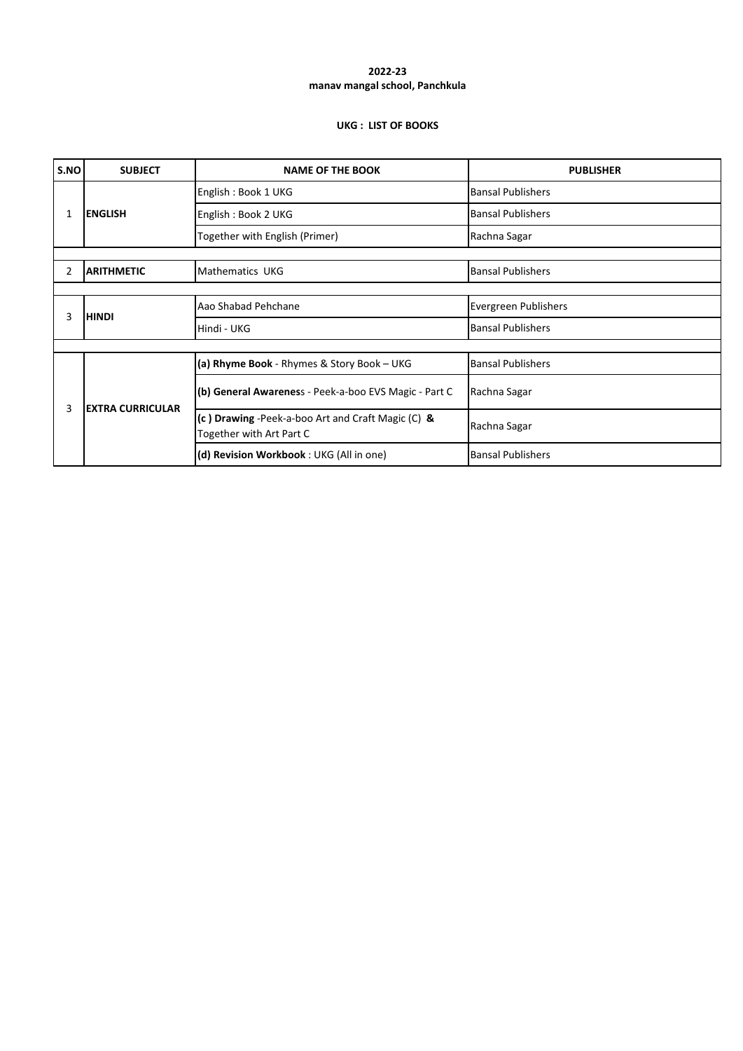**2022-23**

**manav mangal school, Panchkula**

**UKG : LIST OF BOOKS**

| S.NO | SUBJECT | NAME OF THE BOOK | PUBLISHER |
|---|---|---|---|
| 1 | **ENGLISH** | English : Book 1 UKG | Bansal Publishers |
| | | English : Book 2 UKG | Bansal Publishers |
| | | Together with English (Primer) | Rachna Sagar |
| 2 | **ARITHMETIC** | Mathematics UKG | Bansal Publishers |
| 3 | **HINDI** | Aao Shabad Pehchane | Evergreen Publishers |
| | | Hindi - UKG | Bansal Publishers |
| 3 | **EXTRA CURRICULAR** | **(a) Rhyme Book** - Rhymes & Story Book – UKG | Bansal Publishers |
| | | **(b) General Awarenes**s - Peek-a-boo EVS Magic - Part C | Rachna Sagar |
| | | **(c ) Drawing** -Peek-a-boo Art and Craft Magic (C) **&** Together with Art Part C | Rachna Sagar |
| | | **(d) Revision Workbook** : UKG (All in one) | Bansal Publishers |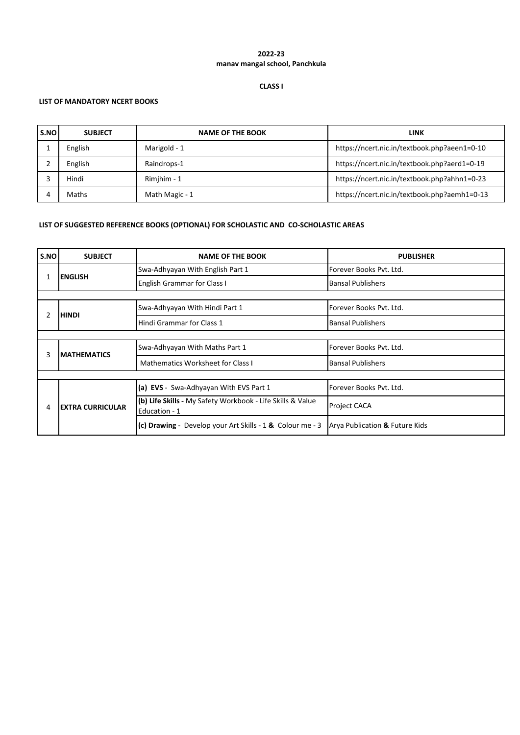**2022-23**
**manav mangal school, Panchkula**

**CLASS I**

**LIST OF MANDATORY NCERT BOOKS**

| S.NO | SUBJECT | NAME OF THE BOOK | LINK |
|---|---|---|---|
| 1 | English | Marigold - 1 | https://ncert.nic.in/textbook.php?aeen1=0-10 |
| 2 | English | Raindrops-1 | https://ncert.nic.in/textbook.php?aerd1=0-19 |
| 3 | Hindi | Rimjhim - 1 | https://ncert.nic.in/textbook.php?ahhn1=0-23 |
| 4 | Maths | Math Magic - 1 | https://ncert.nic.in/textbook.php?aemh1=0-13 |

**LIST OF SUGGESTED REFERENCE BOOKS (OPTIONAL) FOR SCHOLASTIC AND CO-SCHOLASTIC AREAS**

| S.NO | SUBJECT | NAME OF THE BOOK | PUBLISHER |
|---|---|---|---|
| 1 | **ENGLISH** | Swa-Adhyayan With English Part 1 | Forever Books Pvt. Ltd. |
| | | English Grammar for Class I | Bansal Publishers |
| 2 | **HINDI** | Swa-Adhyayan With Hindi Part 1 | Forever Books Pvt. Ltd. |
| | | Hindi Grammar for Class 1 | Bansal Publishers |
| 3 | **MATHEMATICS** | Swa-Adhyayan With Maths Part 1 | Forever Books Pvt. Ltd. |
| | | Mathematics Worksheet for Class I | Bansal Publishers |
| 4 | **EXTRA CURRICULAR** | **(a) EVS** - Swa-Adhyayan With EVS Part 1 | Forever Books Pvt. Ltd. |
| | | **(b) Life Skills -** My Safety Workbook - Life Skills & Value Education - 1 | Project CACA |
| | | **(c) Drawing** - Develop your Art Skills - 1 **&** Colour me - 3 | Arya Publication **&** Future Kids |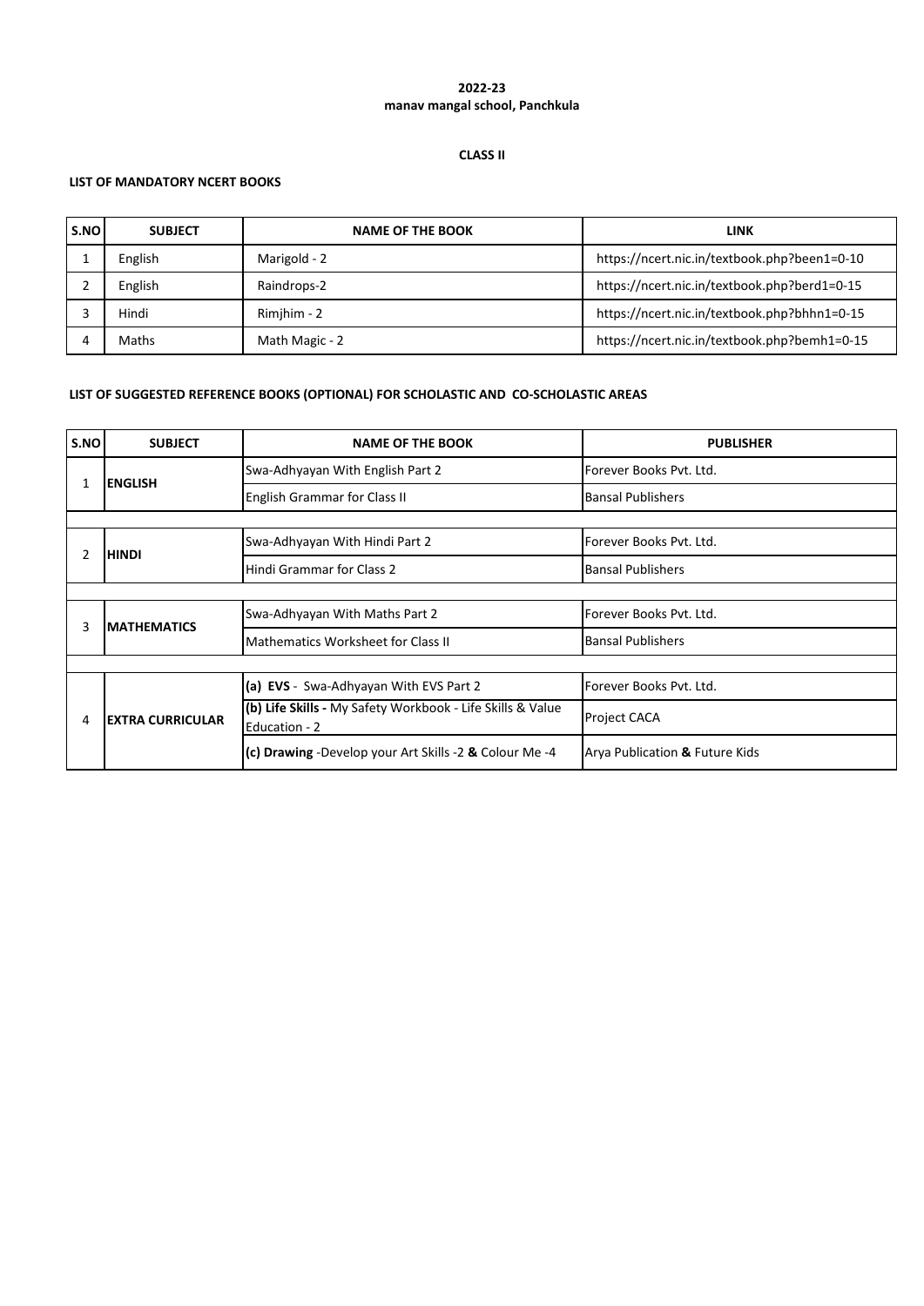**2022-23**
**manav mangal school, Panchkula**

**CLASS II**

**LIST OF MANDATORY NCERT BOOKS**

| S.NO | SUBJECT | NAME OF THE BOOK | LINK |
|---|---|---|---|
| 1 | English | Marigold - 2 | https://ncert.nic.in/textbook.php?been1=0-10 |
| 2 | English | Raindrops-2 | https://ncert.nic.in/textbook.php?berd1=0-15 |
| 3 | Hindi | Rimjhim - 2 | https://ncert.nic.in/textbook.php?bhhn1=0-15 |
| 4 | Maths | Math Magic - 2 | https://ncert.nic.in/textbook.php?bemh1=0-15 |

**LIST OF SUGGESTED REFERENCE BOOKS (OPTIONAL) FOR SCHOLASTIC AND CO-SCHOLASTIC AREAS**

| S.NO | SUBJECT | NAME OF THE BOOK | PUBLISHER |
|---|---|---|---|
| 1 | **ENGLISH** | Swa-Adhyayan With English Part 2 | Forever Books Pvt. Ltd. |
| | | English Grammar for Class II | Bansal Publishers |
| | | | |
| 2 | **HINDI** | Swa-Adhyayan With Hindi Part 2 | Forever Books Pvt. Ltd. |
| | | Hindi Grammar for Class 2 | Bansal Publishers |
| | | | |
| 3 | **MATHEMATICS** | Swa-Adhyayan With Maths Part 2 | Forever Books Pvt. Ltd. |
| | | Mathematics Worksheet for Class II | Bansal Publishers |
| | | | |
| 4 | **EXTRA CURRICULAR** | **(a) EVS** - Swa-Adhyayan With EVS Part 2 | Forever Books Pvt. Ltd. |
| | | **(b) Life Skills -** My Safety Workbook - Life Skills & Value Education - 2 | Project CACA |
| | | **(c) Drawing** -Develop your Art Skills -2 **&** Colour Me -4 | Arya Publication **&** Future Kids |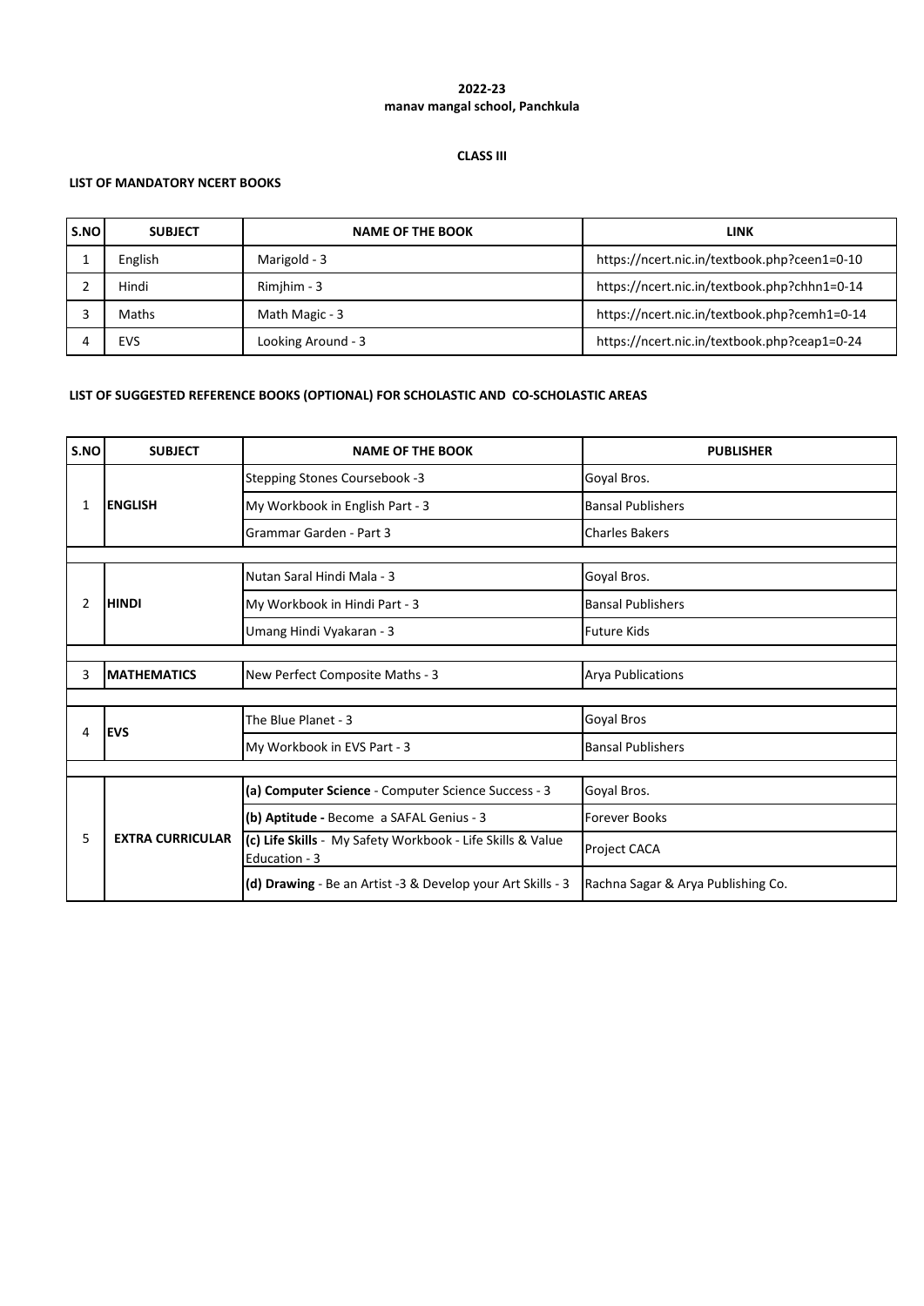**2022-23**
**manav mangal school, Panchkula**

**CLASS III**

**LIST OF MANDATORY NCERT BOOKS**

| S.NO | SUBJECT | NAME OF THE BOOK | LINK |
|---|---|---|---|
| 1 | English | Marigold - 3 | https://ncert.nic.in/textbook.php?ceen1=0-10 |
| 2 | Hindi | Rimjhim - 3 | https://ncert.nic.in/textbook.php?chhn1=0-14 |
| 3 | Maths | Math Magic - 3 | https://ncert.nic.in/textbook.php?cemh1=0-14 |
| 4 | EVS | Looking Around - 3 | https://ncert.nic.in/textbook.php?ceap1=0-24 |

**LIST OF SUGGESTED REFERENCE BOOKS (OPTIONAL) FOR SCHOLASTIC AND CO-SCHOLASTIC AREAS**

| S.NO | SUBJECT | NAME OF THE BOOK | PUBLISHER |
|---|---|---|---|
| 1 | **ENGLISH** | Stepping Stones Coursebook -3 | Goyal Bros. |
| | | My Workbook in English Part - 3 | Bansal Publishers |
| | | Grammar Garden - Part 3 | Charles Bakers |
| 2 | **HINDI** | Nutan Saral Hindi Mala - 3 | Goyal Bros. |
| | | My Workbook in Hindi Part - 3 | Bansal Publishers |
| | | Umang Hindi Vyakaran - 3 | Future Kids |
| 3 | **MATHEMATICS** | New Perfect Composite Maths - 3 | Arya Publications |
| 4 | **EVS** | The Blue Planet - 3 | Goyal Bros |
| | | My Workbook in EVS Part - 3 | Bansal Publishers |
| 5 | **EXTRA CURRICULAR** | **(a) Computer Science** - Computer Science Success - 3 | Goyal Bros. |
| | | **(b) Aptitude -** Become a SAFAL Genius - 3 | Forever Books |
| | | **(c) Life Skills** - My Safety Workbook - Life Skills & Value Education - 3 | Project CACA |
| | | **(d) Drawing** - Be an Artist -3 & Develop your Art Skills - 3 | Rachna Sagar & Arya Publishing Co. |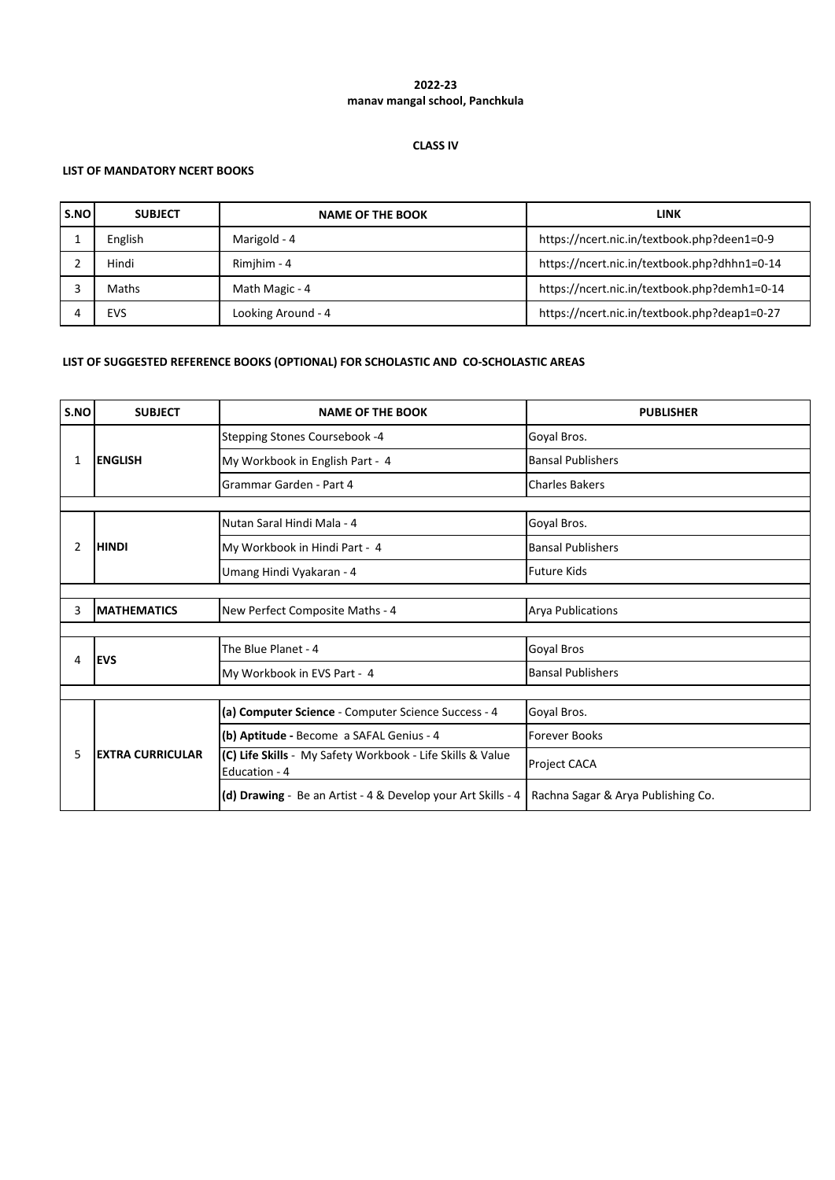**2022-23**
**manav mangal school, Panchkula**

**CLASS IV**

**LIST OF MANDATORY NCERT BOOKS**

| S.NO | SUBJECT | NAME OF THE BOOK | LINK |
|---|---|---|---|
| 1 | English | Marigold - 4 | https://ncert.nic.in/textbook.php?deen1=0-9 |
| 2 | Hindi | Rimjhim - 4 | https://ncert.nic.in/textbook.php?dhhn1=0-14 |
| 3 | Maths | Math Magic - 4 | https://ncert.nic.in/textbook.php?demh1=0-14 |
| 4 | EVS | Looking Around - 4 | https://ncert.nic.in/textbook.php?deap1=0-27 |

**LIST OF SUGGESTED REFERENCE BOOKS (OPTIONAL) FOR SCHOLASTIC AND CO-SCHOLASTIC AREAS**

| S.NO | SUBJECT | NAME OF THE BOOK | PUBLISHER |
|---|---|---|---|
| 1 | **ENGLISH** | Stepping Stones Coursebook -4 | Goyal Bros. |
| | | My Workbook in English Part - 4 | Bansal Publishers |
| | | Grammar Garden - Part 4 | Charles Bakers |
| 2 | **HINDI** | Nutan Saral Hindi Mala - 4 | Goyal Bros. |
| | | My Workbook in Hindi Part - 4 | Bansal Publishers |
| | | Umang Hindi Vyakaran - 4 | Future Kids |
| 3 | **MATHEMATICS** | New Perfect Composite Maths - 4 | Arya Publications |
| 4 | **EVS** | The Blue Planet - 4 | Goyal Bros |
| | | My Workbook in EVS Part - 4 | Bansal Publishers |
| 5 | **EXTRA CURRICULAR** | **(a) Computer Science** - Computer Science Success - 4 | Goyal Bros. |
| | | **(b) Aptitude -** Become a SAFAL Genius - 4 | Forever Books |
| | | **(C) Life Skills** - My Safety Workbook - Life Skills & Value Education - 4 | Project CACA |
| | | **(d) Drawing** - Be an Artist - 4 & Develop your Art Skills - 4 | Rachna Sagar & Arya Publishing Co. |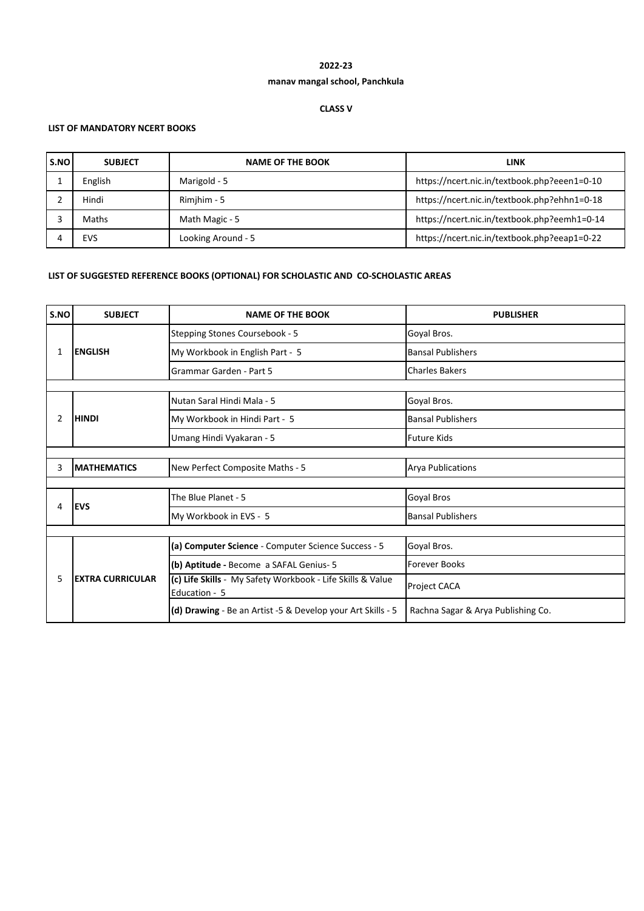**2022-23**

**manav mangal school, Panchkula**

**CLASS V**

**LIST OF MANDATORY NCERT BOOKS**

| S.NO | SUBJECT | NAME OF THE BOOK | LINK |
|---|---|---|---|
| 1 | English | Marigold - 5 | https://ncert.nic.in/textbook.php?eeen1=0-10 |
| 2 | Hindi | Rimjhim - 5 | https://ncert.nic.in/textbook.php?ehhn1=0-18 |
| 3 | Maths | Math Magic - 5 | https://ncert.nic.in/textbook.php?eemh1=0-14 |
| 4 | EVS | Looking Around - 5 | https://ncert.nic.in/textbook.php?eeap1=0-22 |

**LIST OF SUGGESTED REFERENCE BOOKS (OPTIONAL) FOR SCHOLASTIC AND CO-SCHOLASTIC AREAS**

| S.NO | SUBJECT | NAME OF THE BOOK | PUBLISHER |
|---|---|---|---|
| 1 | **ENGLISH** | Stepping Stones Coursebook - 5 | Goyal Bros. |
| | | My Workbook in English Part - 5 | Bansal Publishers |
| | | Grammar Garden - Part 5 | Charles Bakers |
| 2 | **HINDI** | Nutan Saral Hindi Mala - 5 | Goyal Bros. |
| | | My Workbook in Hindi Part - 5 | Bansal Publishers |
| | | Umang Hindi Vyakaran - 5 | Future Kids |
| 3 | **MATHEMATICS** | New Perfect Composite Maths - 5 | Arya Publications |
| 4 | **EVS** | The Blue Planet - 5 | Goyal Bros |
| | | My Workbook in EVS - 5 | Bansal Publishers |
| 5 | **EXTRA CURRICULAR** | **(a) Computer Science** - Computer Science Success - 5 | Goyal Bros. |
| | | **(b) Aptitude -** Become a SAFAL Genius- 5 | Forever Books |
| | | **(c) Life Skills** - My Safety Workbook - Life Skills & Value Education - 5 | Project CACA |
| | | **(d) Drawing** - Be an Artist -5 & Develop your Art Skills - 5 | Rachna Sagar & Arya Publishing Co. |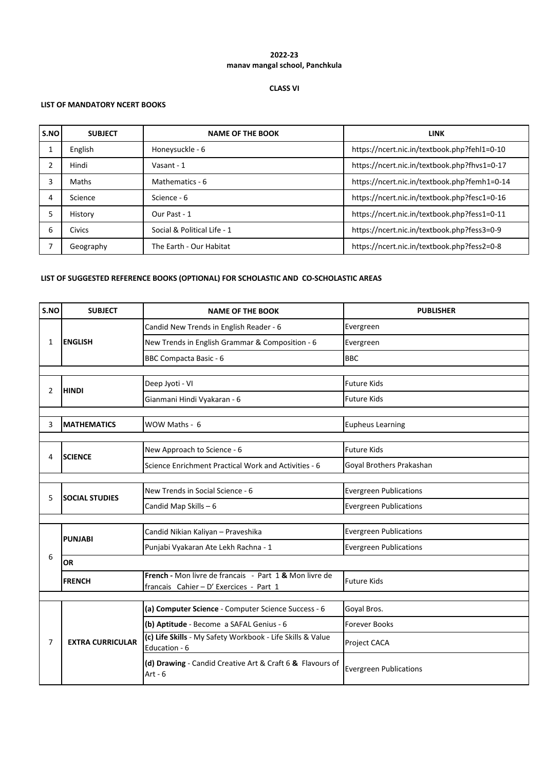**2022-23**
**manav mangal school, Panchkula**

**CLASS VI**

**LIST OF MANDATORY NCERT BOOKS**

| S.NO | SUBJECT | NAME OF THE BOOK | LINK |
|---|---|---|---|
| 1 | English | Honeysuckle - 6 | https://ncert.nic.in/textbook.php?fehl1=0-10 |
| 2 | Hindi | Vasant - 1 | https://ncert.nic.in/textbook.php?fhvs1=0-17 |
| 3 | Maths | Mathematics - 6 | https://ncert.nic.in/textbook.php?femh1=0-14 |
| 4 | Science | Science - 6 | https://ncert.nic.in/textbook.php?fesc1=0-16 |
| 5 | History | Our Past - 1 | https://ncert.nic.in/textbook.php?fess1=0-11 |
| 6 | Civics | Social & Political Life - 1 | https://ncert.nic.in/textbook.php?fess3=0-9 |
| 7 | Geography | The Earth - Our Habitat | https://ncert.nic.in/textbook.php?fess2=0-8 |

**LIST OF SUGGESTED REFERENCE BOOKS (OPTIONAL) FOR SCHOLASTIC AND CO-SCHOLASTIC AREAS**

| S.NO | SUBJECT | NAME OF THE BOOK | PUBLISHER |
|---|---|---|---|
| 1 | **ENGLISH** | Candid New Trends in English Reader - 6 | Evergreen |
| | | New Trends in English Grammar & Composition - 6 | Evergreen |
| | | BBC Compacta Basic - 6 | BBC |
| 2 | **HINDI** | Deep Jyoti - VI | Future Kids |
| | | Gianmani Hindi Vyakaran - 6 | Future Kids |
| 3 | **MATHEMATICS** | WOW Maths - 6 | Eupheus Learning |
| 4 | **SCIENCE** | New Approach to Science - 6 | Future Kids |
| | | Science Enrichment Practical Work and Activities - 6 | Goyal Brothers Prakashan |
| 5 | **SOCIAL STUDIES** | New Trends in Social Science - 6 | Evergreen Publications |
| | | Candid Map Skills – 6 | Evergreen Publications |
| 6 | **PUNJABI** | Candid Nikian Kaliyan – Praveshika | Evergreen Publications |
| | | Punjabi Vyakaran Ate Lekh Rachna - 1 | Evergreen Publications |
| | **OR** | | |
| | **FRENCH** | **French -** Mon livre de francais - Part 1 **&** Mon livre de francais Cahier – D' Exercices - Part 1 | Future Kids |
| 7 | **EXTRA CURRICULAR** | **(a) Computer Science** - Computer Science Success - 6 | Goyal Bros. |
| | | **(b) Aptitude** - Become a SAFAL Genius - 6 | Forever Books |
| | | **(c) Life Skills** - My Safety Workbook - Life Skills & Value Education - 6 | Project CACA |
| | | **(d) Drawing** - Candid Creative Art & Craft 6 **&** Flavours of Art - 6 | Evergreen Publications |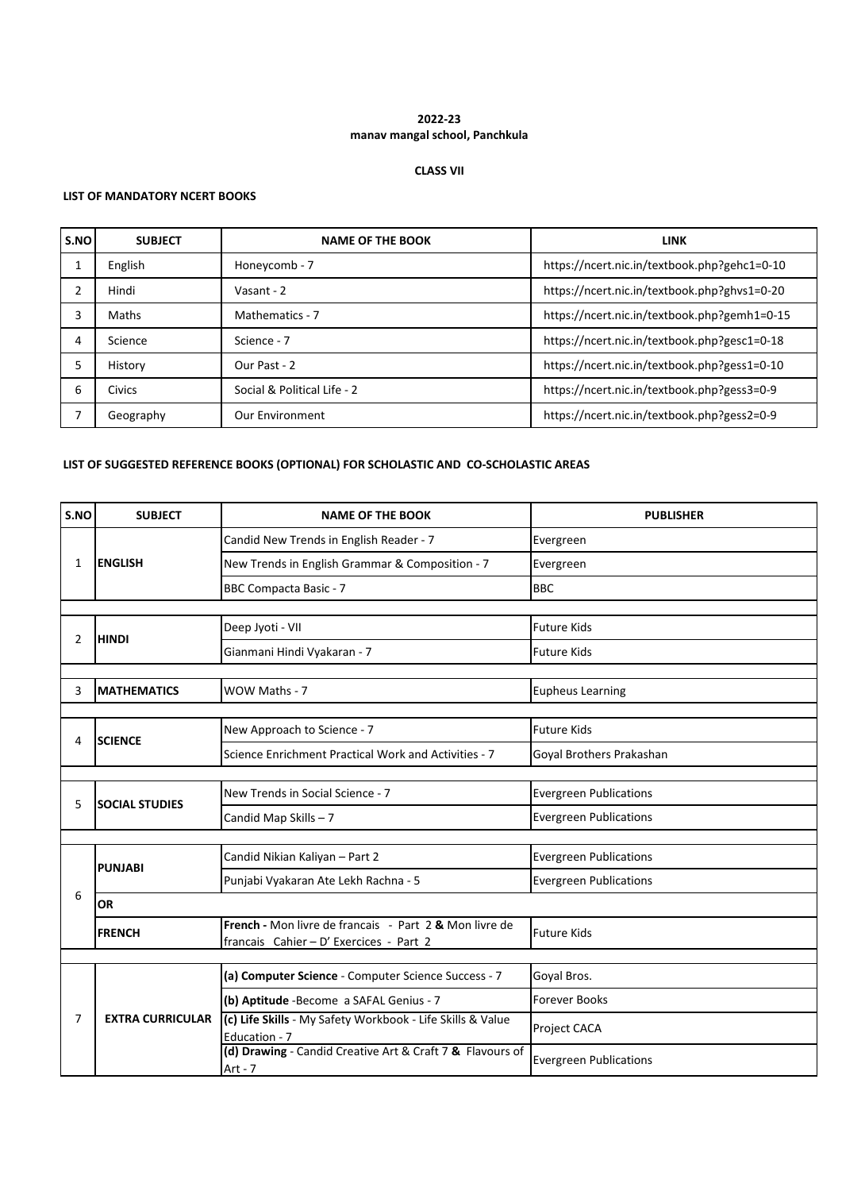**2022-23**
**manav mangal school, Panchkula**

**CLASS VII**

**LIST OF MANDATORY NCERT BOOKS**

| S.NO | SUBJECT | NAME OF THE BOOK | LINK |
|---|---|---|---|
| 1 | English | Honeycomb - 7 | https://ncert.nic.in/textbook.php?gehc1=0-10 |
| 2 | Hindi | Vasant - 2 | https://ncert.nic.in/textbook.php?ghvs1=0-20 |
| 3 | Maths | Mathematics - 7 | https://ncert.nic.in/textbook.php?gemh1=0-15 |
| 4 | Science | Science - 7 | https://ncert.nic.in/textbook.php?gesc1=0-18 |
| 5 | History | Our Past - 2 | https://ncert.nic.in/textbook.php?gess1=0-10 |
| 6 | Civics | Social & Political Life - 2 | https://ncert.nic.in/textbook.php?gess3=0-9 |
| 7 | Geography | Our Environment | https://ncert.nic.in/textbook.php?gess2=0-9 |

**LIST OF SUGGESTED REFERENCE BOOKS (OPTIONAL) FOR SCHOLASTIC AND CO-SCHOLASTIC AREAS**

| S.NO | SUBJECT | NAME OF THE BOOK | PUBLISHER |
|---|---|---|---|
| 1 | **ENGLISH** | Candid New Trends in English Reader - 7 | Evergreen |
| | | New Trends in English Grammar & Composition - 7 | Evergreen |
| | | BBC Compacta Basic - 7 | BBC |
| 2 | **HINDI** | Deep Jyoti - VII | Future Kids |
| | | Gianmani Hindi Vyakaran - 7 | Future Kids |
| 3 | **MATHEMATICS** | WOW Maths - 7 | Eupheus Learning |
| 4 | **SCIENCE** | New Approach to Science - 7 | Future Kids |
| | | Science Enrichment Practical Work and Activities - 7 | Goyal Brothers Prakashan |
| 5 | **SOCIAL STUDIES** | New Trends in Social Science - 7 | Evergreen Publications |
| | | Candid Map Skills – 7 | Evergreen Publications |
| 6 | **PUNJABI** | Candid Nikian Kaliyan – Part 2 | Evergreen Publications |
| | | Punjabi Vyakaran Ate Lekh Rachna - 5 | Evergreen Publications |
| | **OR** | | |
| | **FRENCH** | **French -** Mon livre de francais - Part 2 **&** Mon livre de francais Cahier – D' Exercices - Part 2 | Future Kids |
| 7 | **EXTRA CURRICULAR** | **(a) Computer Science** - Computer Science Success - 7 | Goyal Bros. |
| | | **(b) Aptitude** -Become a SAFAL Genius - 7 | Forever Books |
| | | **(c) Life Skills** - My Safety Workbook - Life Skills & Value Education - 7 | Project CACA |
| | | **(d) Drawing** - Candid Creative Art & Craft 7 **&** Flavours of Art - 7 | Evergreen Publications |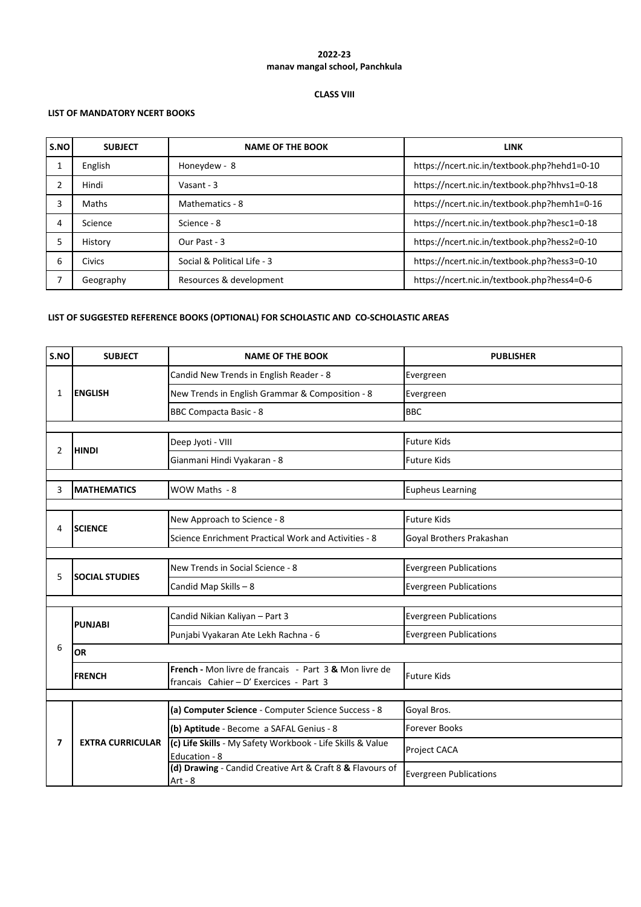**2022-23**
**manav mangal school, Panchkula**

**CLASS VIII**

**LIST OF MANDATORY NCERT BOOKS**

| S.NO | SUBJECT | NAME OF THE BOOK | LINK |
|---|---|---|---|
| 1 | English | Honeydew - 8 | https://ncert.nic.in/textbook.php?hehd1=0-10 |
| 2 | Hindi | Vasant - 3 | https://ncert.nic.in/textbook.php?hhvs1=0-18 |
| 3 | Maths | Mathematics - 8 | https://ncert.nic.in/textbook.php?hemh1=0-16 |
| 4 | Science | Science - 8 | https://ncert.nic.in/textbook.php?hesc1=0-18 |
| 5 | History | Our Past - 3 | https://ncert.nic.in/textbook.php?hess2=0-10 |
| 6 | Civics | Social & Political Life - 3 | https://ncert.nic.in/textbook.php?hess3=0-10 |
| 7 | Geography | Resources & development | https://ncert.nic.in/textbook.php?hess4=0-6 |

**LIST OF SUGGESTED REFERENCE BOOKS (OPTIONAL) FOR SCHOLASTIC AND CO-SCHOLASTIC AREAS**

| S.NO | SUBJECT | NAME OF THE BOOK | PUBLISHER |
|---|---|---|---|
| 1 | **ENGLISH** | Candid New Trends in English Reader - 8 | Evergreen |
| | | New Trends in English Grammar & Composition - 8 | Evergreen |
| | | BBC Compacta Basic - 8 | BBC |
| 2 | **HINDI** | Deep Jyoti - VIII | Future Kids |
| | | Gianmani Hindi Vyakaran - 8 | Future Kids |
| 3 | **MATHEMATICS** | WOW Maths - 8 | Eupheus Learning |
| 4 | **SCIENCE** | New Approach to Science - 8 | Future Kids |
| | | Science Enrichment Practical Work and Activities - 8 | Goyal Brothers Prakashan |
| 5 | **SOCIAL STUDIES** | New Trends in Social Science - 8 | Evergreen Publications |
| | | Candid Map Skills – 8 | Evergreen Publications |
| 6 | **PUNJABI** | Candid Nikian Kaliyan – Part 3 | Evergreen Publications |
| | | Punjabi Vyakaran Ate Lekh Rachna - 6 | Evergreen Publications |
| | **OR** | | |
| | **FRENCH** | **French -** Mon livre de francais - Part 3 **&** Mon livre de francais Cahier – D' Exercices - Part 3 | Future Kids |
| **7** | **EXTRA CURRICULAR** | **(a) Computer Science** - Computer Science Success - 8 | Goyal Bros. |
| | | **(b) Aptitude** - Become a SAFAL Genius - 8 | Forever Books |
| | | **(c) Life Skills** - My Safety Workbook - Life Skills & Value Education - 8 | Project CACA |
| | | **(d) Drawing** - Candid Creative Art & Craft 8 **&** Flavours of Art - 8 | Evergreen Publications |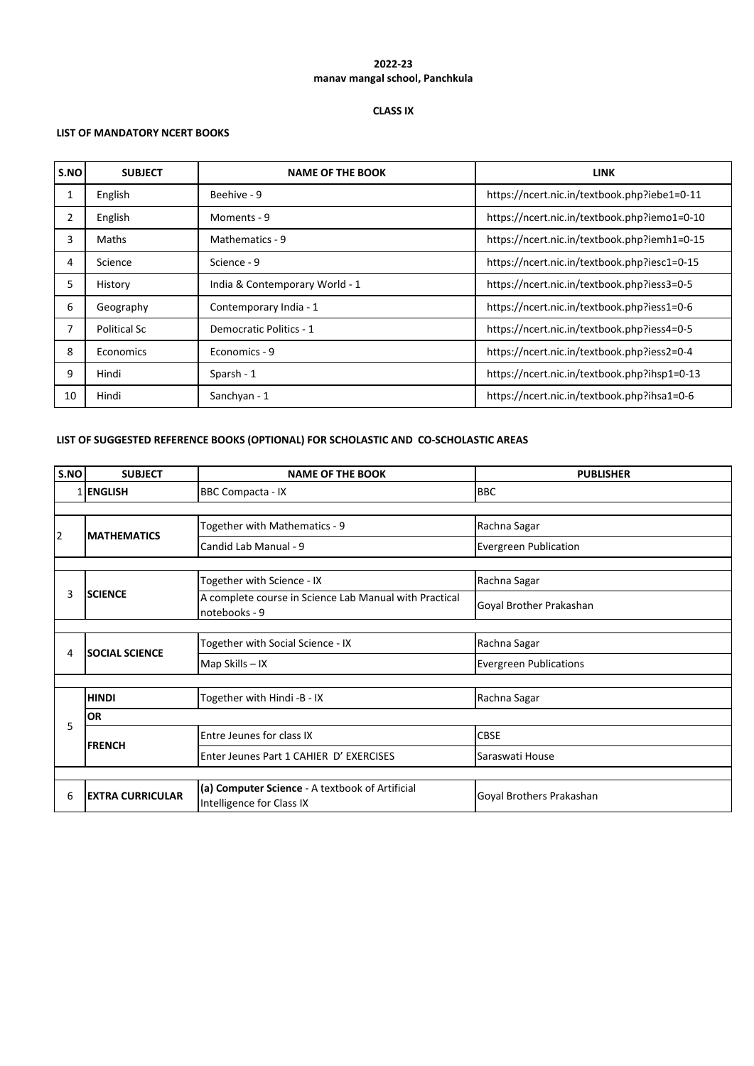**2022-23**
**manav mangal school, Panchkula**

**CLASS IX**

**LIST OF MANDATORY NCERT BOOKS**

| S.NO | SUBJECT | NAME OF THE BOOK | LINK |
|---|---|---|---|
| 1 | English | Beehive - 9 | https://ncert.nic.in/textbook.php?iebe1=0-11 |
| 2 | English | Moments - 9 | https://ncert.nic.in/textbook.php?iemo1=0-10 |
| 3 | Maths | Mathematics - 9 | https://ncert.nic.in/textbook.php?iemh1=0-15 |
| 4 | Science | Science - 9 | https://ncert.nic.in/textbook.php?iesc1=0-15 |
| 5 | History | India & Contemporary World - 1 | https://ncert.nic.in/textbook.php?iess3=0-5 |
| 6 | Geography | Contemporary India - 1 | https://ncert.nic.in/textbook.php?iess1=0-6 |
| 7 | Political Sc | Democratic Politics - 1 | https://ncert.nic.in/textbook.php?iess4=0-5 |
| 8 | Economics | Economics - 9 | https://ncert.nic.in/textbook.php?iess2=0-4 |
| 9 | Hindi | Sparsh - 1 | https://ncert.nic.in/textbook.php?ihsp1=0-13 |
| 10 | Hindi | Sanchyan - 1 | https://ncert.nic.in/textbook.php?ihsa1=0-6 |

**LIST OF SUGGESTED REFERENCE BOOKS (OPTIONAL) FOR SCHOLASTIC AND CO-SCHOLASTIC AREAS**

| S.NO | SUBJECT | NAME OF THE BOOK | PUBLISHER |
|---|---|---|---|
| 1 | **ENGLISH** | BBC Compacta - IX | BBC |
| 2 | **MATHEMATICS** | Together with Mathematics - 9 | Rachna Sagar |
| | | Candid Lab Manual - 9 | Evergreen Publication |
| 3 | **SCIENCE** | Together with Science - IX | Rachna Sagar |
| | | A complete course in Science Lab Manual with Practical notebooks - 9 | Goyal Brother Prakashan |
| 4 | **SOCIAL SCIENCE** | Together with Social Science - IX | Rachna Sagar |
| | | Map Skills – IX | Evergreen Publications |
| 5 | **HINDI** | Together with Hindi -B - IX | Rachna Sagar |
| | **OR** | | |
| | **FRENCH** | Entre Jeunes for class IX | CBSE |
| | | Enter Jeunes Part 1 CAHIER D' EXERCISES | Saraswati House |
| 6 | **EXTRA CURRICULAR** | **(a) Computer Science** - A textbook of Artificial Intelligence for Class IX | Goyal Brothers Prakashan |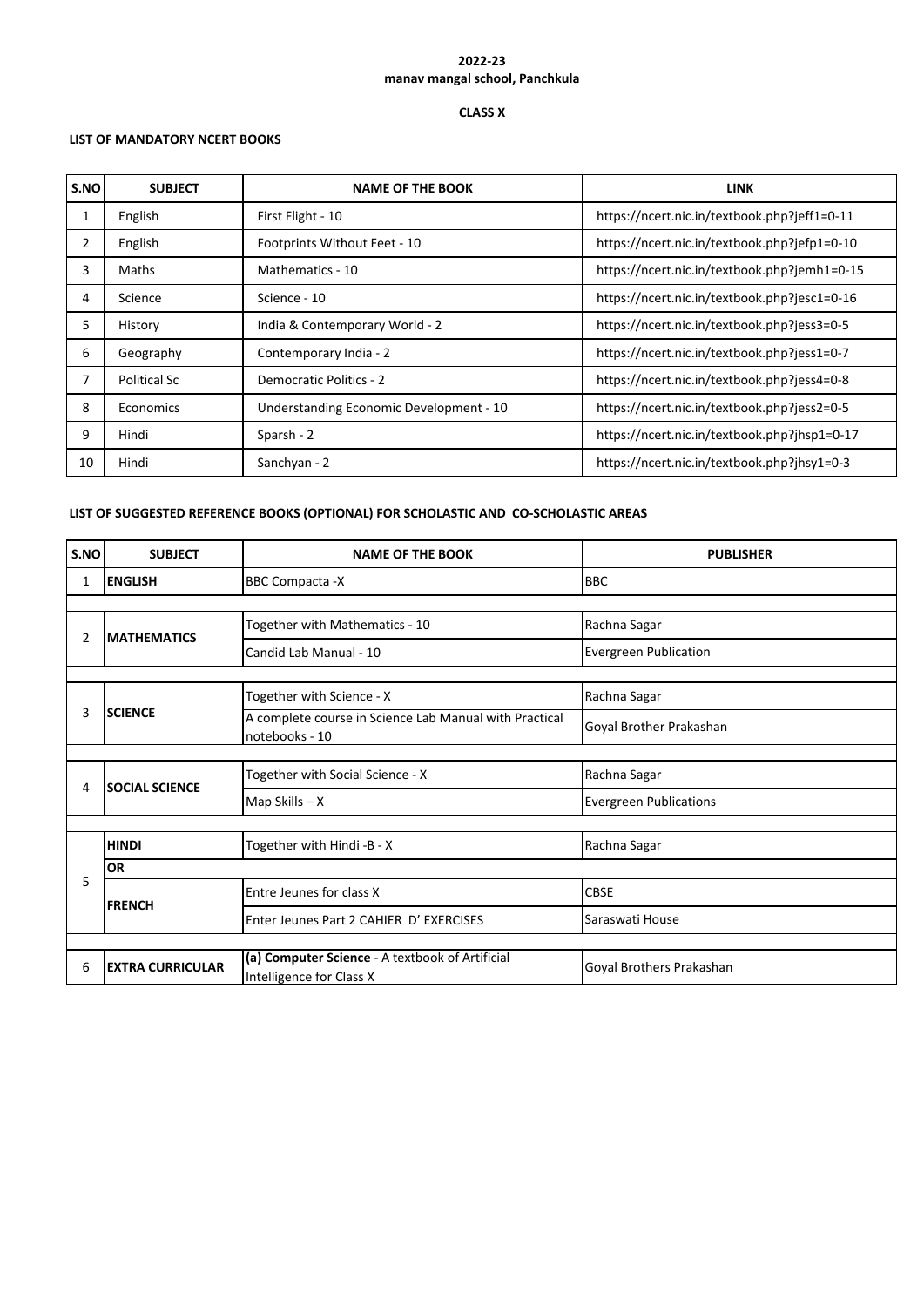**2022-23**

**manav mangal school, Panchkula**

**CLASS X**

**LIST OF MANDATORY NCERT BOOKS**

| S.NO | SUBJECT | NAME OF THE BOOK | LINK |
|---|---|---|---|
| 1 | English | First Flight - 10 | https://ncert.nic.in/textbook.php?jeff1=0-11 |
| 2 | English | Footprints Without Feet - 10 | https://ncert.nic.in/textbook.php?jefp1=0-10 |
| 3 | Maths | Mathematics - 10 | https://ncert.nic.in/textbook.php?jemh1=0-15 |
| 4 | Science | Science - 10 | https://ncert.nic.in/textbook.php?jesc1=0-16 |
| 5 | History | India & Contemporary World - 2 | https://ncert.nic.in/textbook.php?jess3=0-5 |
| 6 | Geography | Contemporary India - 2 | https://ncert.nic.in/textbook.php?jess1=0-7 |
| 7 | Political Sc | Democratic Politics - 2 | https://ncert.nic.in/textbook.php?jess4=0-8 |
| 8 | Economics | Understanding Economic Development - 10 | https://ncert.nic.in/textbook.php?jess2=0-5 |
| 9 | Hindi | Sparsh - 2 | https://ncert.nic.in/textbook.php?jhsp1=0-17 |
| 10 | Hindi | Sanchyan - 2 | https://ncert.nic.in/textbook.php?jhsy1=0-3 |

**LIST OF SUGGESTED REFERENCE BOOKS (OPTIONAL) FOR SCHOLASTIC AND CO-SCHOLASTIC AREAS**

| S.NO | SUBJECT | NAME OF THE BOOK | PUBLISHER |
|---|---|---|---|
| 1 | **ENGLISH** | BBC Compacta -X | BBC |
| 2 | **MATHEMATICS** | Together with Mathematics - 10 | Rachna Sagar |
| | | Candid Lab Manual - 10 | Evergreen Publication |
| 3 | **SCIENCE** | Together with Science - X | Rachna Sagar |
| | | A complete course in Science Lab Manual with Practical notebooks - 10 | Goyal Brother Prakashan |
| 4 | **SOCIAL SCIENCE** | Together with Social Science - X | Rachna Sagar |
| | | Map Skills – X | Evergreen Publications |
| 5 | **HINDI** | Together with Hindi -B - X | Rachna Sagar |
| | **OR** | | |
| | **FRENCH** | Entre Jeunes for class X | CBSE |
| | | Enter Jeunes Part 2 CAHIER D' EXERCISES | Saraswati House |
| 6 | **EXTRA CURRICULAR** | **(a) Computer Science** - A textbook of Artificial Intelligence for Class X | Goyal Brothers Prakashan |